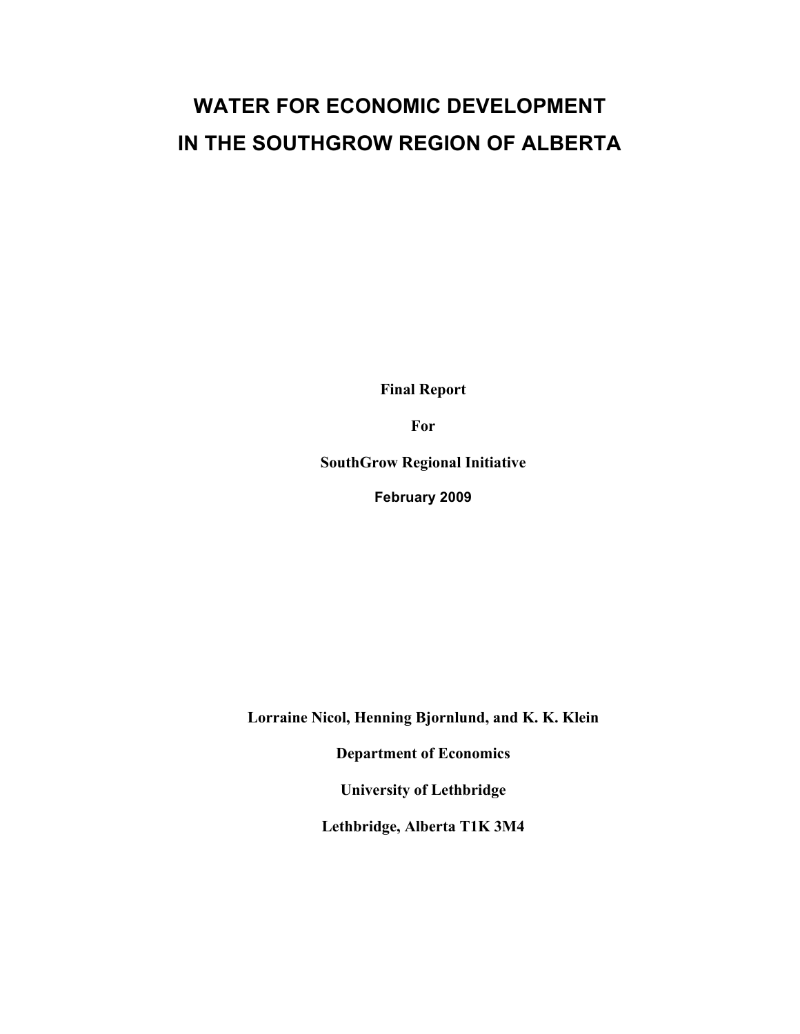# WATER FOR ECONOMIC DEVELOPMENT IN THE SOUTHGROW REGION OF ALBERTA

**Final Report**

**For**

**SouthGrow Regional Initiative**

**February 2009**

**Lorraine Nicol, Henning Bjornlund, and K. K. Klein**

**Department of Economics**

**University of Lethbridge**

**Lethbridge, Alberta T1K 3M4**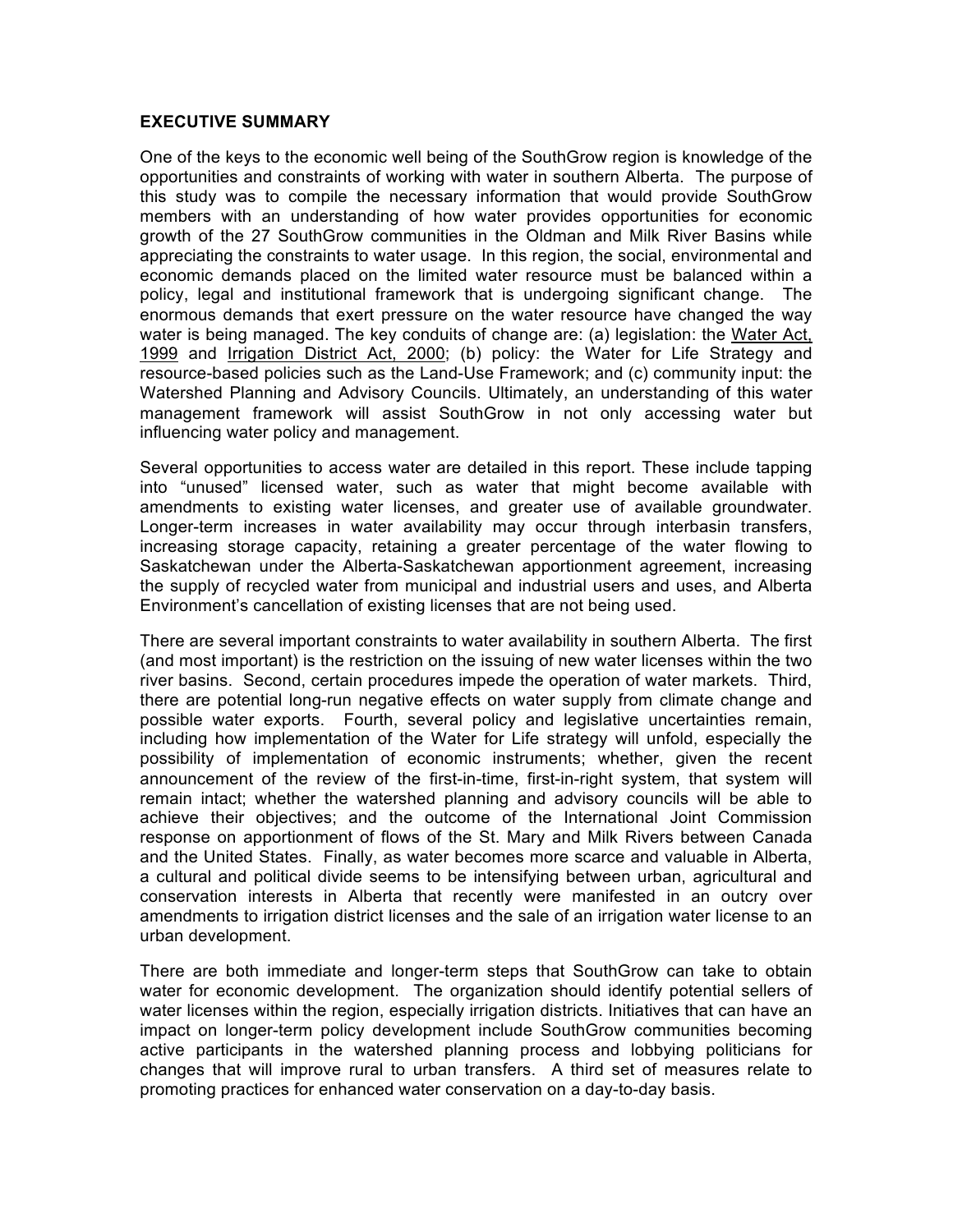## EXECUTIVE SUMMARY

One of the keys to the economic well being of the SouthGrow region is knowledge of the opportunities and constraints of working with water in southern Alberta. The purpose of this study was to compile the necessary information that would provide SouthGrow members with an understanding of how water provides opportunities for economic growth of the 27 SouthGrow communities in the Oldman and Milk River Basins while appreciating the constraints to water usage. In this region, the social, environmental and economic demands placed on the limited water resource must be balanced within a policy, legal and institutional framework that is undergoing significant change. The enormous demands that exert pressure on the water resource have changed the way water is being managed. The key conduits of change are: (a) legislation: the Water Act, 1999 and Irrigation District Act, 2000; (b) policy: the Water for Life Strategy and resource-based policies such as the Land-Use Framework; and (c) community input: the Watershed Planning and Advisory Councils. Ultimately, an understanding of this water management framework will assist SouthGrow in not only accessing water but influencing water policy and management.

Several opportunities to access water are detailed in this report. These include tapping into "unused" licensed water, such as water that might become available with amendments to existing water licenses, and greater use of available groundwater. Longer-term increases in water availability may occur through interbasin transfers, increasing storage capacity, retaining a greater percentage of the water flowing to Saskatchewan under the Alberta-Saskatchewan apportionment agreement, increasing the supply of recycled water from municipal and industrial users and uses, and Alberta Environment's cancellation of existing licenses that are not being used.

There are several important constraints to water availability in southern Alberta. The first (and most important) is the restriction on the issuing of new water licenses within the two river basins. Second, certain procedures impede the operation of water markets. Third, there are potential long-run negative effects on water supply from climate change and possible water exports. Fourth, several policy and legislative uncertainties remain, including how implementation of the Water for Life strategy will unfold, especially the possibility of implementation of economic instruments; whether, given the recent announcement of the review of the first-in-time, first-in-right system, that system will remain intact; whether the watershed planning and advisory councils will be able to achieve their objectives; and the outcome of the International Joint Commission response on apportionment of flows of the St. Mary and Milk Rivers between Canada and the United States. Finally, as water becomes more scarce and valuable in Alberta, a cultural and political divide seems to be intensifying between urban, agricultural and conservation interests in Alberta that recently were manifested in an outcry over amendments to irrigation district licenses and the sale of an irrigation water license to an urban development.

There are both immediate and longer-term steps that SouthGrow can take to obtain water for economic development. The organization should identify potential sellers of water licenses within the region, especially irrigation districts. Initiatives that can have an impact on longer-term policy development include SouthGrow communities becoming active participants in the watershed planning process and lobbying politicians for changes that will improve rural to urban transfers. A third set of measures relate to promoting practices for enhanced water conservation on a day-to-day basis.